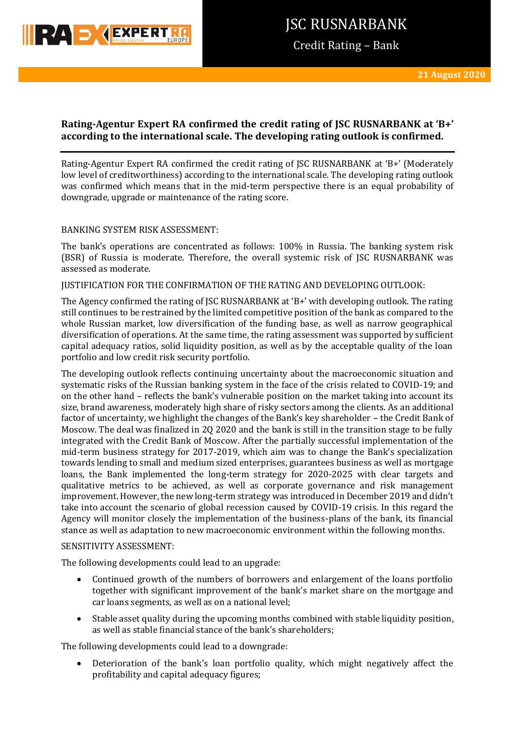# JSC RUSNARBANK

Credit Rating – Bank

21 August 2020

**Rating-Agentur Expert RA confirmed the credit rating of JSC RUSNARBANK at 'B+' according to the international scale. The developing rating outlook is confirmed.**

Rating-Agentur Expert RA confirmed the credit rating of JSC RUSNARBANK at 'B+' (Moderately low level of creditworthiness) according to the international scale. The developing rating outlook was confirmed which means that in the mid-term perspective there is an equal probability of downgrade, upgrade or maintenance of the rating score.

BANKING SYSTEM RISK ASSESSMENT:

The bank's operations are concentrated as follows: 100% in Russia. The banking system risk (BSR) of Russia is moderate. Therefore, the overall systemic risk of JSC RUSNARBANK was assessed as moderate.

JUSTIFICATION FOR THE CONFIRMATION OF THE RATING AND DEVELOPING OUTLOOK:

The Agency confirmed the rating of JSC RUSNARBANK at 'B+' with developing outlook. The rating still continues to be restrained by the limited competitive position of the bank as compared to the whole Russian market, low diversification of the funding base, as well as narrow geographical diversification of operations. At the same time, the rating assessment was supported by sufficient capital adequacy ratios, solid liquidity position, as well as by the acceptable quality of the loan portfolio and low credit risk security portfolio.

The developing outlook reflects continuing uncertainty about the macroeconomic situation and systematic risks of the Russian banking system in the face of the crisis related to COVID-19; and on the other hand – reflects the bank's vulnerable position on the market taking into account its size, brand awareness, moderately high share of risky sectors among the clients. As an additional factor of uncertainty, we highlight the changes of the Bank's key shareholder – the Credit Bank of Moscow. The deal was finalized in 2Q 2020 and the bank is still in the transition stage to be fully integrated with the Credit Bank of Moscow. After the partially successful implementation of the mid-term business strategy for 2017-2019, which aim was to change the Bank's specialization towards lending to small and medium sized enterprises, guarantees business as well as mortgage loans, the Bank implemented the long-term strategy for 2020-2025 with clear targets and qualitative metrics to be achieved, as well as corporate governance and risk management improvement. However, the new long-term strategy was introduced in December 2019 and didn't take into account the scenario of global recession caused by COVID-19 crisis. In this regard the Agency will monitor closely the implementation of the business-plans of the bank, its financial stance as well as adaptation to new macroeconomic environment within the following months.

SENSITIVITY ASSESSMENT:

The following developments could lead to an upgrade:

- Continued growth of the numbers of borrowers and enlargement of the loans portfolio together with significant improvement of the bank's market share on the mortgage and car loans segments, as well as on a national level;
- Stable asset quality during the upcoming months combined with stable liquidity position, as well as stable financial stance of the bank's shareholders;

The following developments could lead to a downgrade:

- Deterioration of the bank's loan portfolio quality, which might negatively affect the profitability and capital adequacy figures;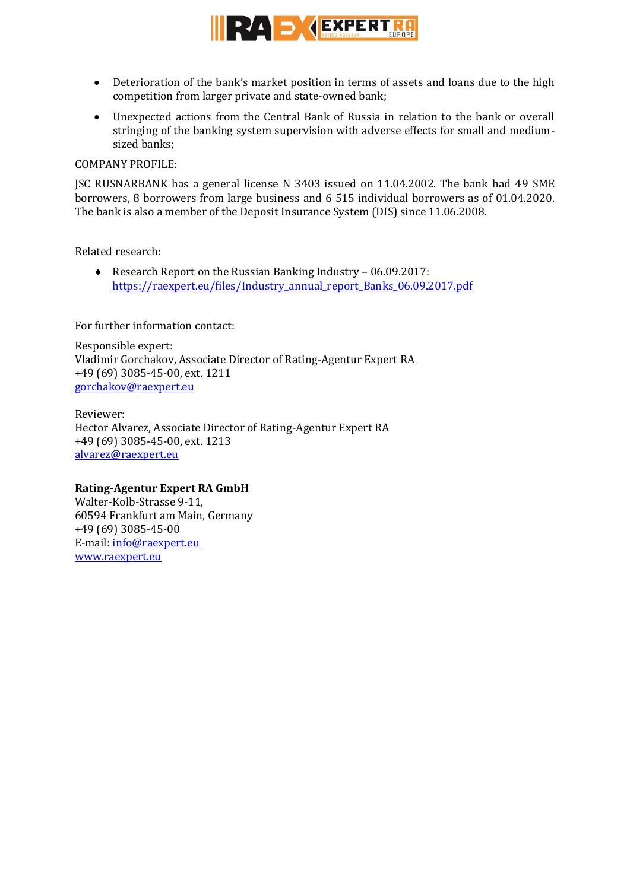- Deterioration of the bank's market position in terms of assets and loans due to the high competition from larger private and state-owned bank;
- Unexpected actions from the Central Bank of Russia in relation to the bank or overall stringing of the banking system supervision with adverse effects for small and medium-sized banks;

COMPANY PROFILE:

JSC RUSNARBANK has a general license N 3403 issued on 11.04.2002. The bank had 49 SME borrowers, 8 borrowers from large business and 6 515 individual borrowers as of 01.04.2020. The bank is also a member of the Deposit Insurance System (DIS) since 11.06.2008.

Related research:

- Research Report on the Russian Banking Industry – 06.09.2017: [https://raexpert.eu/files/Industry_annual_report_Banks_06.09.2017.pdf](https://raexpert.eu/files/Industry_annual_report_Banks_06.09.2017.pdf)

For further information contact:

Responsible expert:
Vladimir Gorchakov, Associate Director of Rating-Agentur Expert RA
+49 (69) 3085-45-00, ext. 1211
[gorchakov@raexpert.eu](mailto:gorchakov@raexpert.eu)

Reviewer:
Hector Alvarez, Associate Director of Rating-Agentur Expert RA
+49 (69) 3085-45-00, ext. 1213
[alvarez@raexpert.eu](mailto:alvarez@raexpert.eu)

**Rating-Agentur Expert RA GmbH**
Walter-Kolb-Strasse 9-11,
60594 Frankfurt am Main, Germany
+49 (69) 3085-45-00
E-mail: [info@raexpert.eu](mailto:info@raexpert.eu)
[www.raexpert.eu](http://www.raexpert.eu)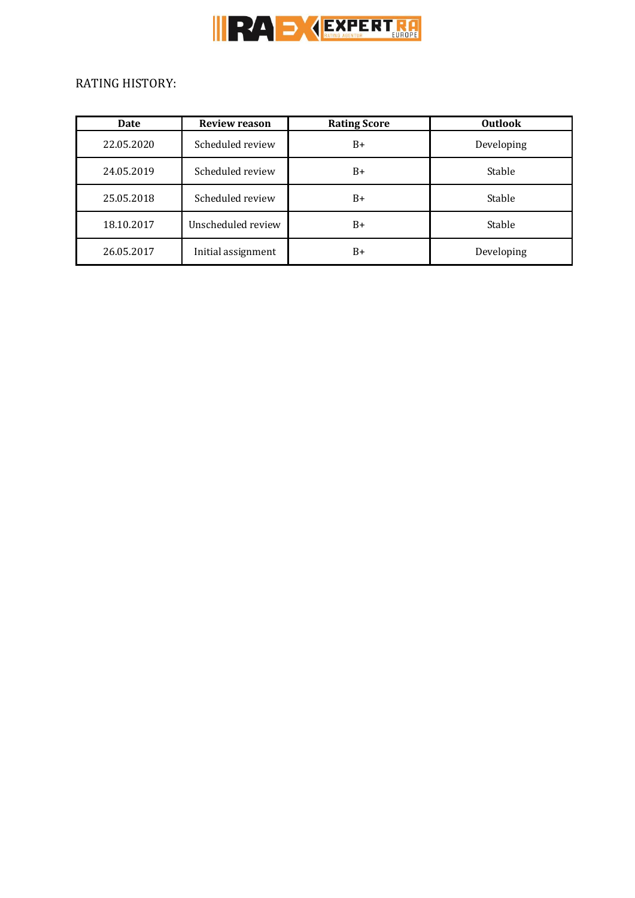RATING HISTORY:

| Date | Review reason | Rating Score | Outlook |
|---|---|---|---|
| 22.05.2020 | Scheduled review | B+ | Developing |
| 24.05.2019 | Scheduled review | B+ | Stable |
| 25.05.2018 | Scheduled review | B+ | Stable |
| 18.10.2017 | Unscheduled review | B+ | Stable |
| 26.05.2017 | Initial assignment | B+ | Developing |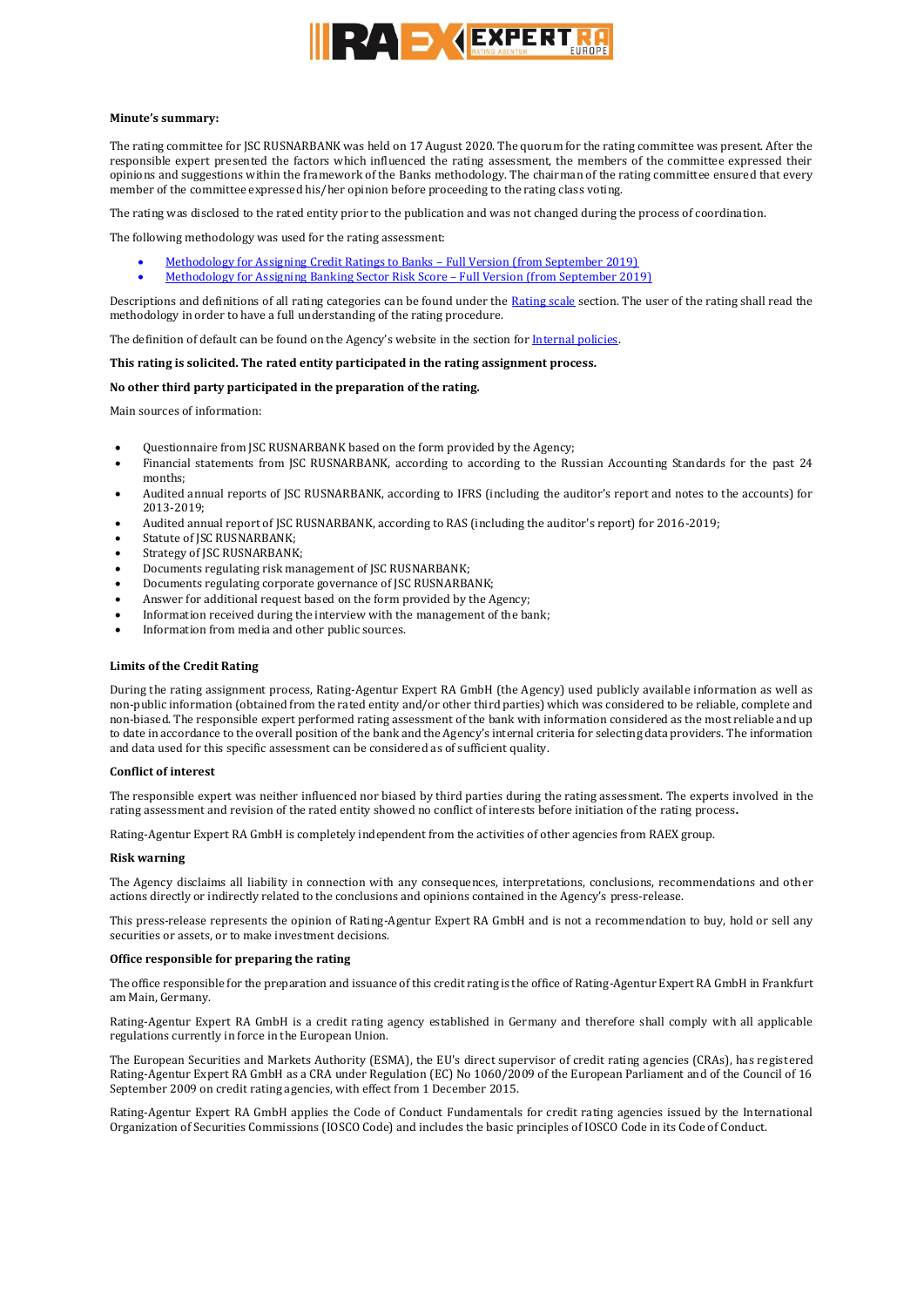**Minute's summary:**

The rating committee for JSC RUSNARBANK was held on 17 August 2020. The quorum for the rating committee was present. After the responsible expert presented the factors which influenced the rating assessment, the members of the committee expressed their opinions and suggestions within the framework of the Banks methodology. The chairman of the rating committee ensured that every member of the committee expressed his/her opinion before proceeding to the rating class voting.

The rating was disclosed to the rated entity prior to the publication and was not changed during the process of coordination.

The following methodology was used for the rating assessment:

- Methodology for Assigning Credit Ratings to Banks – Full Version (from September 2019)
- Methodology for Assigning Banking Sector Risk Score – Full Version (from September 2019)

Descriptions and definitions of all rating categories can be found under the Rating scale section. The user of the rating shall read the methodology in order to have a full understanding of the rating procedure.

The definition of default can be found on the Agency's website in the section for Internal policies.

**This rating is solicited. The rated entity participated in the rating assignment process.**

**No other third party participated in the preparation of the rating.**

Main sources of information:

- Questionnaire from JSC RUSNARBANK based on the form provided by the Agency;
- Financial statements from JSC RUSNARBANK, according to according to the Russian Accounting Standards for the past 24 months;
- Audited annual reports of JSC RUSNARBANK, according to IFRS (including the auditor's report and notes to the accounts) for 2013-2019;
- Audited annual report of JSC RUSNARBANK, according to RAS (including the auditor's report) for 2016-2019;
- Statute of JSC RUSNARBANK;
- Strategy of JSC RUSNARBANK;
- Documents regulating risk management of JSC RUSNARBANK;
- Documents regulating corporate governance of JSC RUSNARBANK;
- Answer for additional request based on the form provided by the Agency;
- Information received during the interview with the management of the bank;
- Information from media and other public sources.

**Limits of the Credit Rating**

During the rating assignment process, Rating-Agentur Expert RA GmbH (the Agency) used publicly available information as well as non-public information (obtained from the rated entity and/or other third parties) which was considered to be reliable, complete and non-biased. The responsible expert performed rating assessment of the bank with information considered as the most reliable and up to date in accordance to the overall position of the bank and the Agency's internal criteria for selecting data providers. The information and data used for this specific assessment can be considered as of sufficient quality.

**Conflict of interest**

The responsible expert was neither influenced nor biased by third parties during the rating assessment. The experts involved in the rating assessment and revision of the rated entity showed no conflict of interests before initiation of the rating process**.**

Rating-Agentur Expert RA GmbH is completely independent from the activities of other agencies from RAEX group.

**Risk warning**

The Agency disclaims all liability in connection with any consequences, interpretations, conclusions, recommendations and other actions directly or indirectly related to the conclusions and opinions contained in the Agency's press-release.

This press-release represents the opinion of Rating-Agentur Expert RA GmbH and is not a recommendation to buy, hold or sell any securities or assets, or to make investment decisions.

**Office responsible for preparing the rating**

The office responsible for the preparation and issuance of this credit rating is the office of Rating-Agentur Expert RA GmbH in Frankfurt am Main, Germany.

Rating-Agentur Expert RA GmbH is a credit rating agency established in Germany and therefore shall comply with all applicable regulations currently in force in the European Union.

The European Securities and Markets Authority (ESMA), the EU's direct supervisor of credit rating agencies (CRAs), has registered Rating-Agentur Expert RA GmbH as a CRA under Regulation (EC) No 1060/2009 of the European Parliament and of the Council of 16 September 2009 on credit rating agencies, with effect from 1 December 2015.

Rating-Agentur Expert RA GmbH applies the Code of Conduct Fundamentals for credit rating agencies issued by the International Organization of Securities Commissions (IOSCO Code) and includes the basic principles of IOSCO Code in its Code of Conduct.